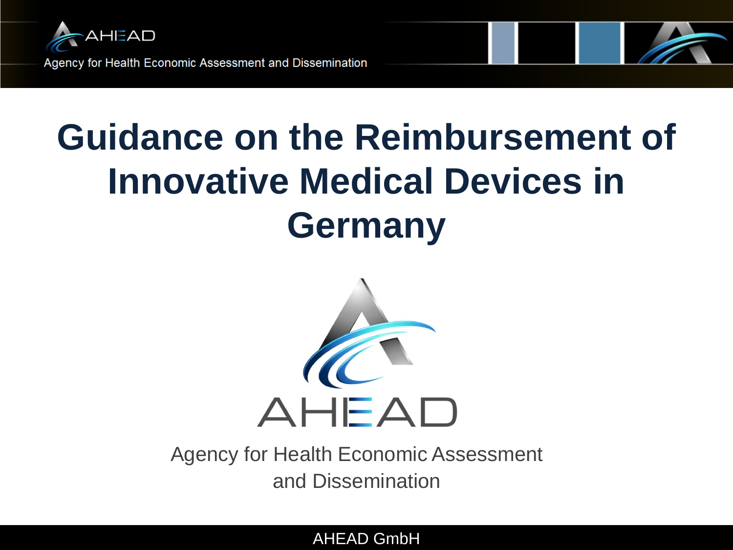# Guidance on the Reimbursement of Innovative Medical Devices in Germany

AHEAD

Agency for Health Economic Assessment and Dissemination

AHEAD GmbH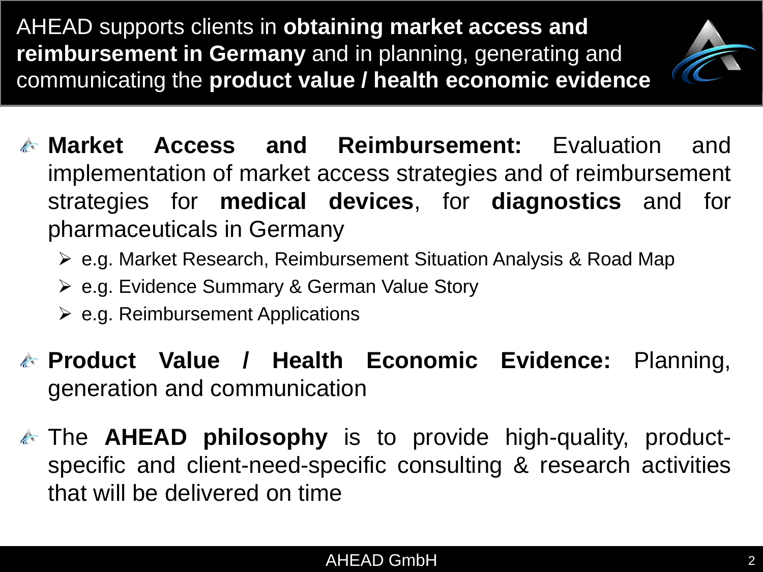# AHEAD supports clients in **obtaining market access and reimbursement in Germany** and in planning, generating and communicating the **product value / health economic evidence**

- **Market Access and Reimbursement:** Evaluation and implementation of market access strategies and of reimbursement strategies for **medical devices**, for **diagnostics** and for pharmaceuticals in Germany
  - e.g. Market Research, Reimbursement Situation Analysis & Road Map
  - e.g. Evidence Summary & German Value Story
  - e.g. Reimbursement Applications
- **Product Value / Health Economic Evidence:** Planning, generation and communication
- The **AHEAD philosophy** is to provide high-quality, product-specific and client-need-specific consulting & research activities that will be delivered on time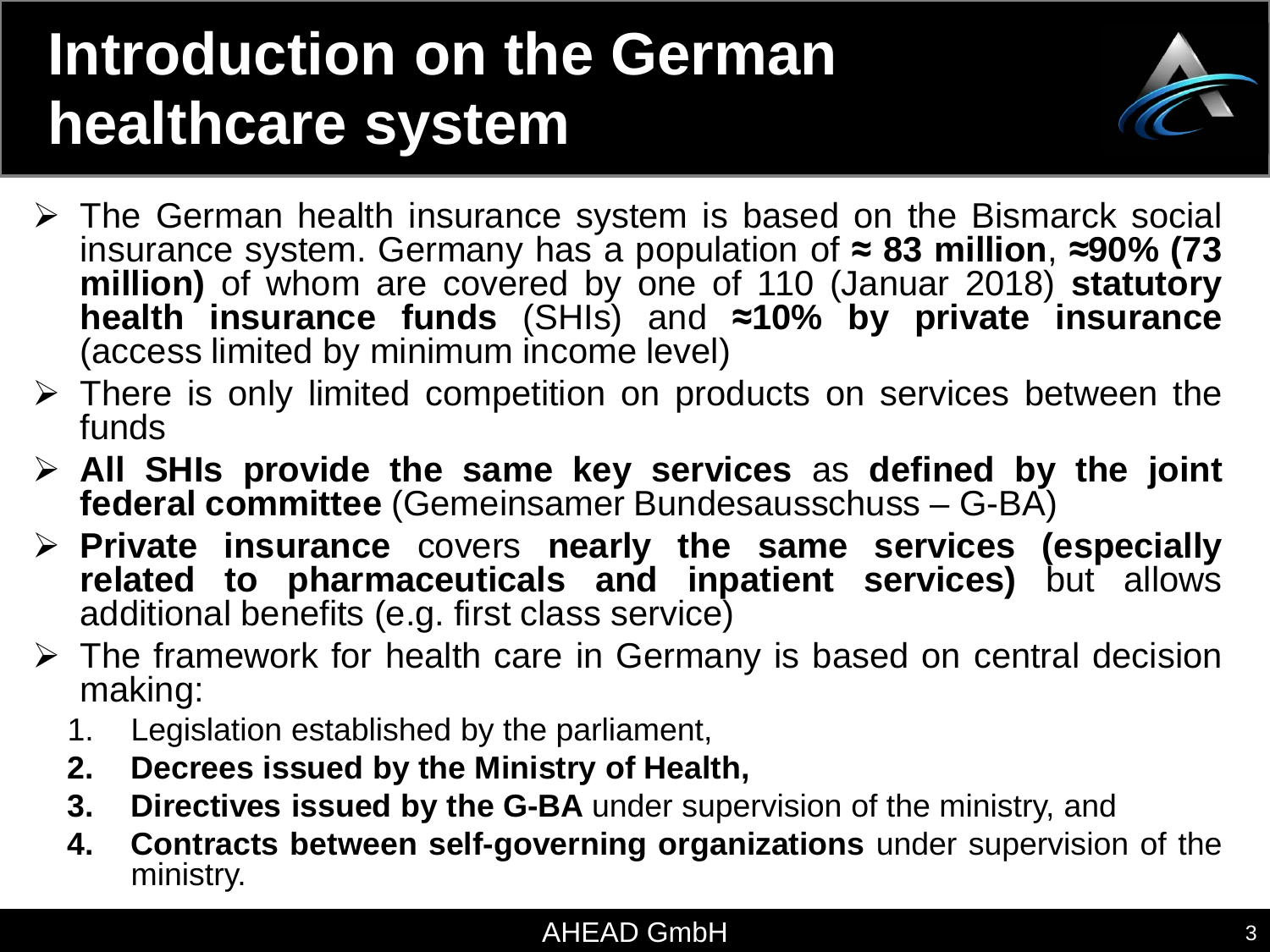# Introduction on the German healthcare system

- The German health insurance system is based on the Bismarck social insurance system. Germany has a population of **≈ 83 million**, **≈90% (73 million)** of whom are covered by one of 110 (Januar 2018) **statutory health insurance funds** (SHIs) and **≈10% by private insurance** (access limited by minimum income level)
- There is only limited competition on products on services between the funds
- **All SHIs provide the same key services** as **defined by the joint federal committee** (Gemeinsamer Bundesausschuss – G-BA)
- **Private insurance** covers **nearly the same services (especially related to pharmaceuticals and inpatient services)** but allows additional benefits (e.g. first class service)
- The framework for health care in Germany is based on central decision making:
  1. Legislation established by the parliament,
  2. **Decrees issued by the Ministry of Health,**
  3. **Directives issued by the G-BA** under supervision of the ministry, and
  4. **Contracts between self-governing organizations** under supervision of the ministry.

AHEAD GmbH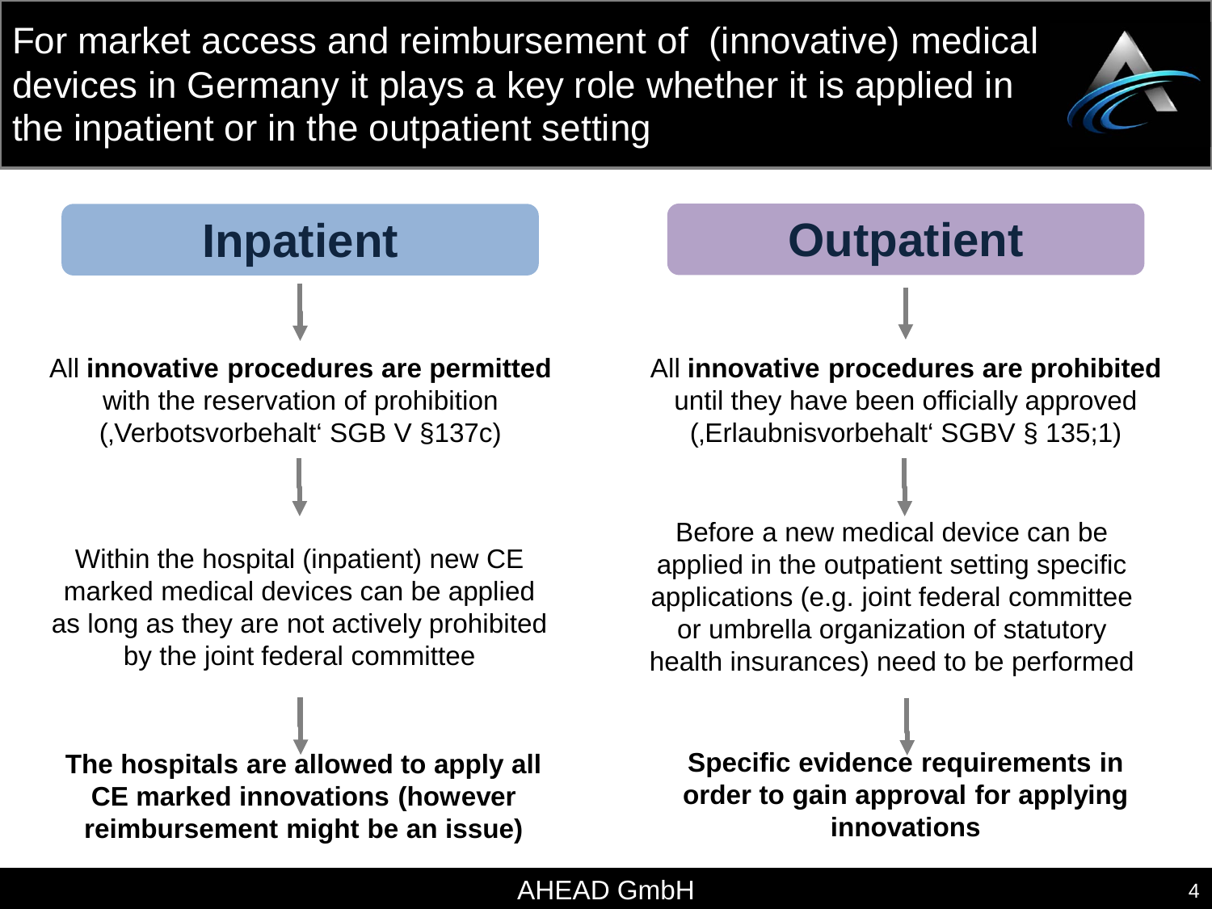# For market access and reimbursement of (innovative) medical devices in Germany it plays a key role whether it is applied in the inpatient or in the outpatient setting

## Inpatient

All **innovative procedures are permitted** with the reservation of prohibition (‚Verbotsvorbehalt' SGB V §137c)

Within the hospital (inpatient) new CE marked medical devices can be applied as long as they are not actively prohibited by the joint federal committee

**The hospitals are allowed to apply all CE marked innovations (however reimbursement might be an issue)**

## Outpatient

All **innovative procedures are prohibited** until they have been officially approved (‚Erlaubnisvorbehalt' SGBV § 135;1)

Before a new medical device can be applied in the outpatient setting specific applications (e.g. joint federal committee or umbrella organization of statutory health insurances) need to be performed

**Specific evidence requirements in order to gain approval for applying innovations**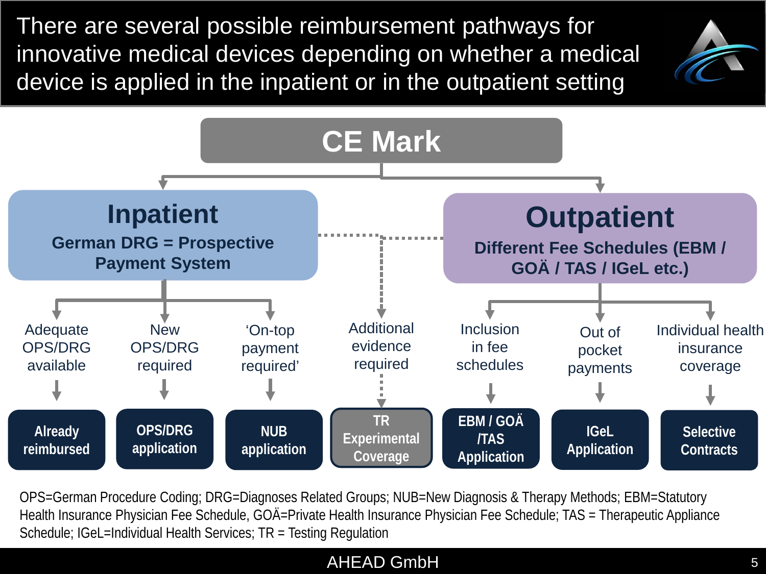# There are several possible reimbursement pathways for innovative medical devices depending on whether a medical device is applied in the inpatient or in the outpatient setting

**CE Mark**

**Inpatient**
German DRG = Prospective Payment System

- Adequate OPS/DRG available → **Already reimbursed**
- New OPS/DRG required → **OPS/DRG application**
- 'On-top payment required' → **NUB application**

Additional evidence required → **TR Experimental Coverage**

**Outpatient**
Different Fee Schedules (EBM / GOÄ / TAS / IGeL etc.)

- Inclusion in fee schedules → **EBM / GOÄ /TAS Application**
- Out of pocket payments → **IGeL Application**
- Individual health insurance coverage → **Selective Contracts**

OPS=German Procedure Coding; DRG=Diagnoses Related Groups; NUB=New Diagnosis & Therapy Methods; EBM=Statutory Health Insurance Physician Fee Schedule, GOÄ=Private Health Insurance Physician Fee Schedule; TAS = Therapeutic Appliance Schedule; IGeL=Individual Health Services; TR = Testing Regulation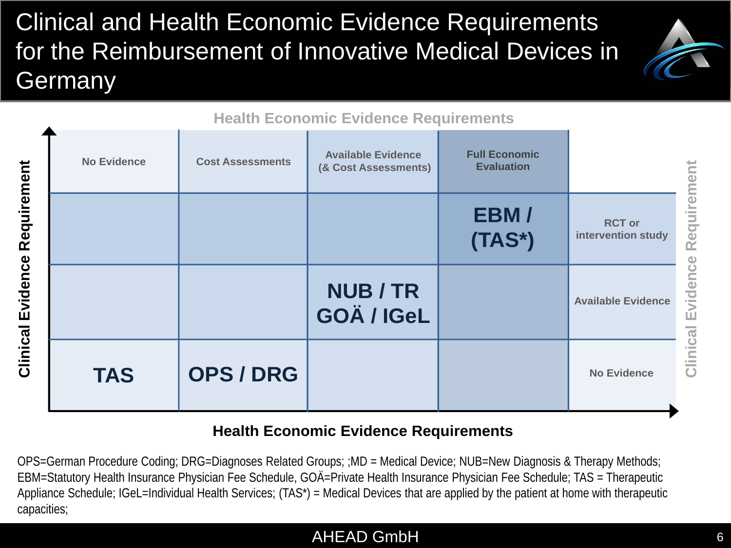# Clinical and Health Economic Evidence Requirements for the Reimbursement of Innovative Medical Devices in Germany

**Health Economic Evidence Requirements**

| Clinical Evidence Requirement | No Evidence | Cost Assessments | Available Evidence (& Cost Assessments) | Full Economic Evaluation |
|---|---|---|---|---|
| RCT or intervention study | | | | **EBM / (TAS*)** |
| Available Evidence | | | **NUB / TR GOÄ / IGeL** | |
| No Evidence | **TAS** | **OPS / DRG** | | |

**Health Economic Evidence Requirements**

OPS=German Procedure Coding; DRG=Diagnoses Related Groups; ;MD = Medical Device; NUB=New Diagnosis & Therapy Methods; EBM=Statutory Health Insurance Physician Fee Schedule, GOÄ=Private Health Insurance Physician Fee Schedule; TAS = Therapeutic Appliance Schedule; IGeL=Individual Health Services; (TAS*) = Medical Devices that are applied by the patient at home with therapeutic capacities;

AHEAD GmbH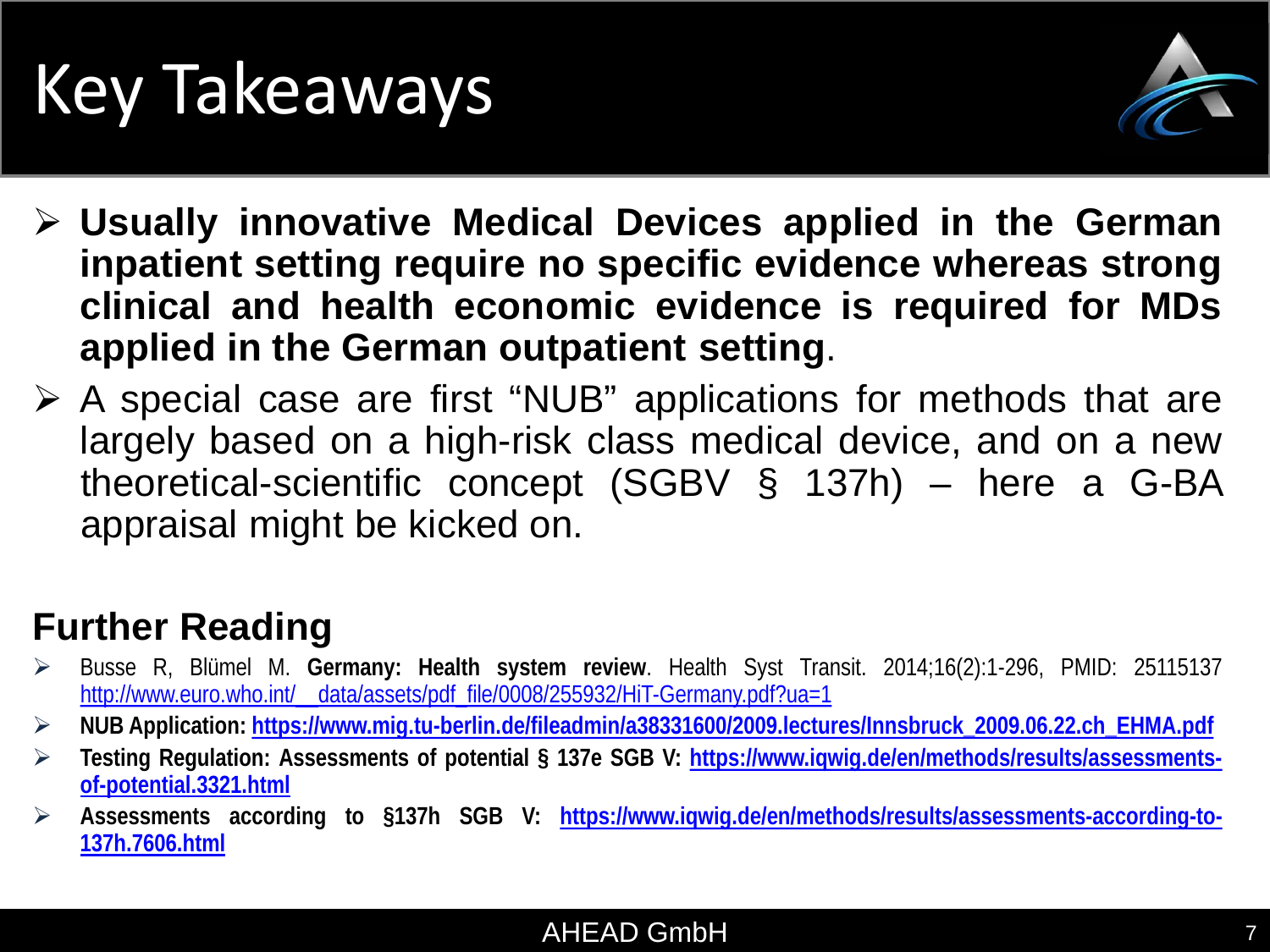# Key Takeaways

- **Usually innovative Medical Devices applied in the German inpatient setting require no specific evidence whereas strong clinical and health economic evidence is required for MDs applied in the German outpatient setting**.
- A special case are first “NUB” applications for methods that are largely based on a high-risk class medical device, and on a new theoretical-scientific concept (SGBV § 137h) – here a G-BA appraisal might be kicked on.

## Further Reading

- Busse R, Blümel M. **Germany: Health system review**. Health Syst Transit. 2014;16(2):1-296, PMID: 25115137 http://www.euro.who.int/__data/assets/pdf_file/0008/255932/HiT-Germany.pdf?ua=1
- **NUB Application: https://www.mig.tu-berlin.de/fileadmin/a38331600/2009.lectures/Innsbruck_2009.06.22.ch_EHMA.pdf**
- **Testing Regulation: Assessments of potential § 137e SGB V: https://www.iqwig.de/en/methods/results/assessments-of-potential.3321.html**
- **Assessments according to §137h SGB V: https://www.iqwig.de/en/methods/results/assessments-according-to-137h.7606.html**

AHEAD GmbH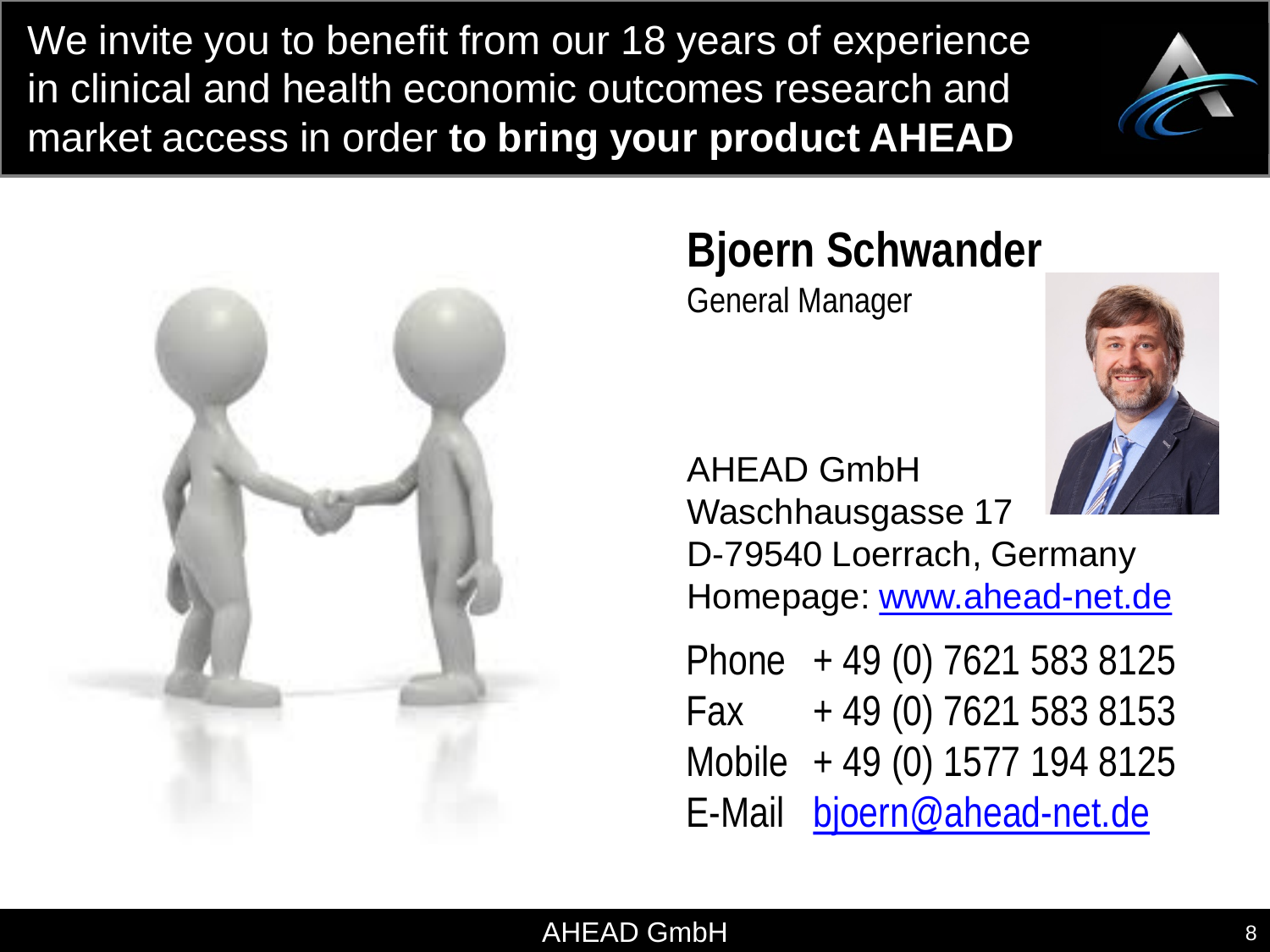We invite you to benefit from our 18 years of experience in clinical and health economic outcomes research and market access in order **to bring your product AHEAD**

## Bjoern Schwander

General Manager

AHEAD GmbH
Waschhausgasse 17
D-79540 Loerrach, Germany
Homepage: www.ahead-net.de

| | |
|---|---|
| Phone | + 49 (0) 7621 583 8125 |
| Fax | + 49 (0) 7621 583 8153 |
| Mobile | + 49 (0) 1577 194 8125 |
| E-Mail | bjoern@ahead-net.de |